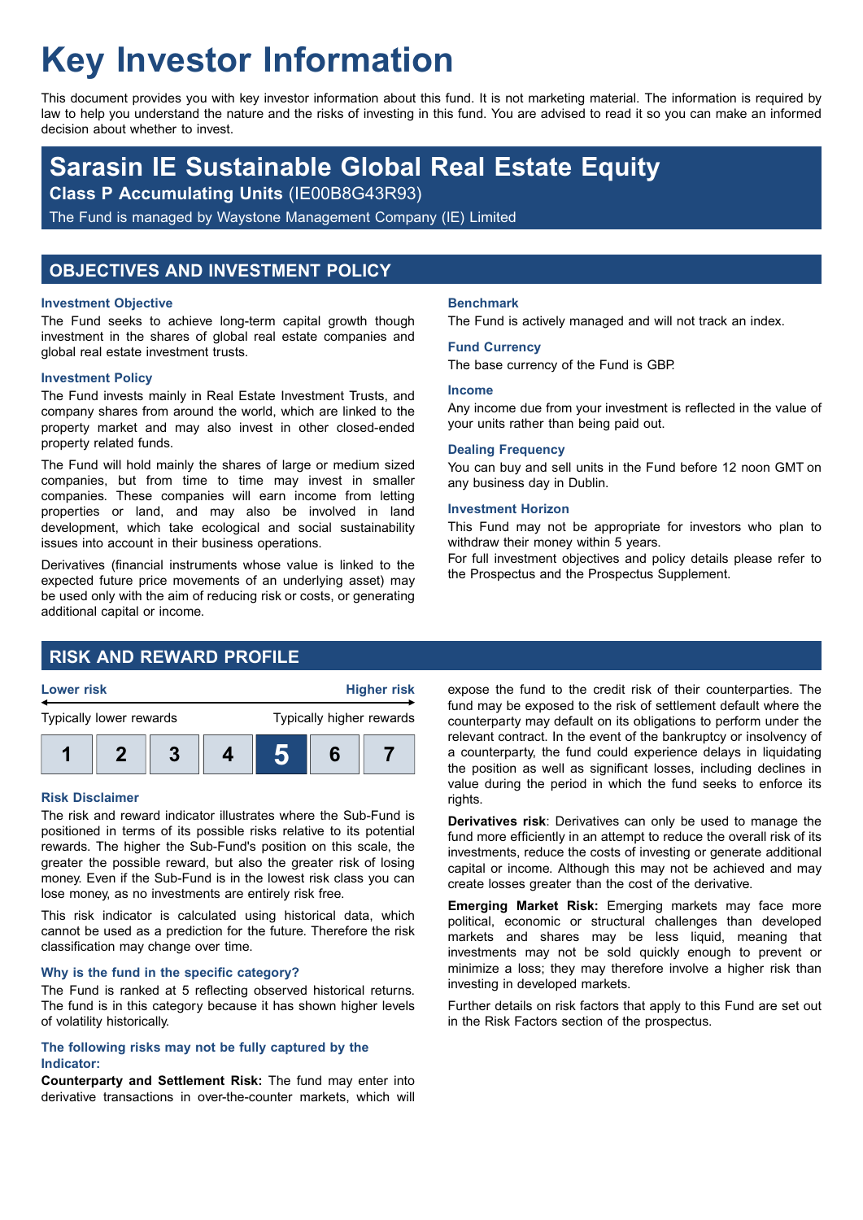# Key Investor Information

This document provides you with key investor information about this fund. It is not marketing material. The information is required by law to help you understand the nature and the risks of investing in this fund. You are advised to read it so you can make an informed decision about whether to invest.

## Sarasin IE Sustainable Global Real Estate Equity

**Class P Accumulating Units** (IE00B8G43R93)

The Fund is managed by Waystone Management Company (IE) Limited

## OBJECTIVES AND INVESTMENT POLICY

### Investment Objective

The Fund seeks to achieve long-term capital growth though investment in the shares of global real estate companies and global real estate investment trusts.

### Investment Policy

The Fund invests mainly in Real Estate Investment Trusts, and company shares from around the world, which are linked to the property market and may also invest in other closed-ended property related funds.

The Fund will hold mainly the shares of large or medium sized companies, but from time to time may invest in smaller companies. These companies will earn income from letting properties or land, and may also be involved in land development, which take ecological and social sustainability issues into account in their business operations.

Derivatives (financial instruments whose value is linked to the expected future price movements of an underlying asset) may be used only with the aim of reducing risk or costs, or generating additional capital or income.

### Benchmark

The Fund is actively managed and will not track an index.

### Fund Currency

The base currency of the Fund is GBP.

### Income

Any income due from your investment is reflected in the value of your units rather than being paid out.

### Dealing Frequency

You can buy and sell units in the Fund before 12 noon GMT on any business day in Dublin.

### Investment Horizon

This Fund may not be appropriate for investors who plan to withdraw their money within 5 years.
For full investment objectives and policy details please refer to the Prospectus and the Prospectus Supplement.

## RISK AND REWARD PROFILE

| Lower risk | | | | | | Higher risk |
|---|---|---|---|---|---|---|
| Typically lower rewards | | | | | | Typically higher rewards |
| 1 | 2 | 3 | 4 | **5** | 6 | 7 |

### Risk Disclaimer

The risk and reward indicator illustrates where the Sub-Fund is positioned in terms of its possible risks relative to its potential rewards. The higher the Sub-Fund's position on this scale, the greater the possible reward, but also the greater risk of losing money. Even if the Sub-Fund is in the lowest risk class you can lose money, as no investments are entirely risk free.

This risk indicator is calculated using historical data, which cannot be used as a prediction for the future. Therefore the risk classification may change over time.

### Why is the fund in the specific category?

The Fund is ranked at 5 reflecting observed historical returns. The fund is in this category because it has shown higher levels of volatility historically.

### The following risks may not be fully captured by the Indicator:

**Counterparty and Settlement Risk:** The fund may enter into derivative transactions in over-the-counter markets, which will expose the fund to the credit risk of their counterparties. The fund may be exposed to the risk of settlement default where the counterparty may default on its obligations to perform under the relevant contract. In the event of the bankruptcy or insolvency of a counterparty, the fund could experience delays in liquidating the position as well as significant losses, including declines in value during the period in which the fund seeks to enforce its rights.

**Derivatives risk**: Derivatives can only be used to manage the fund more efficiently in an attempt to reduce the overall risk of its investments, reduce the costs of investing or generate additional capital or income. Although this may not be achieved and may create losses greater than the cost of the derivative.

**Emerging Market Risk:** Emerging markets may face more political, economic or structural challenges than developed markets and shares may be less liquid, meaning that investments may not be sold quickly enough to prevent or minimize a loss; they may therefore involve a higher risk than investing in developed markets.

Further details on risk factors that apply to this Fund are set out in the Risk Factors section of the prospectus.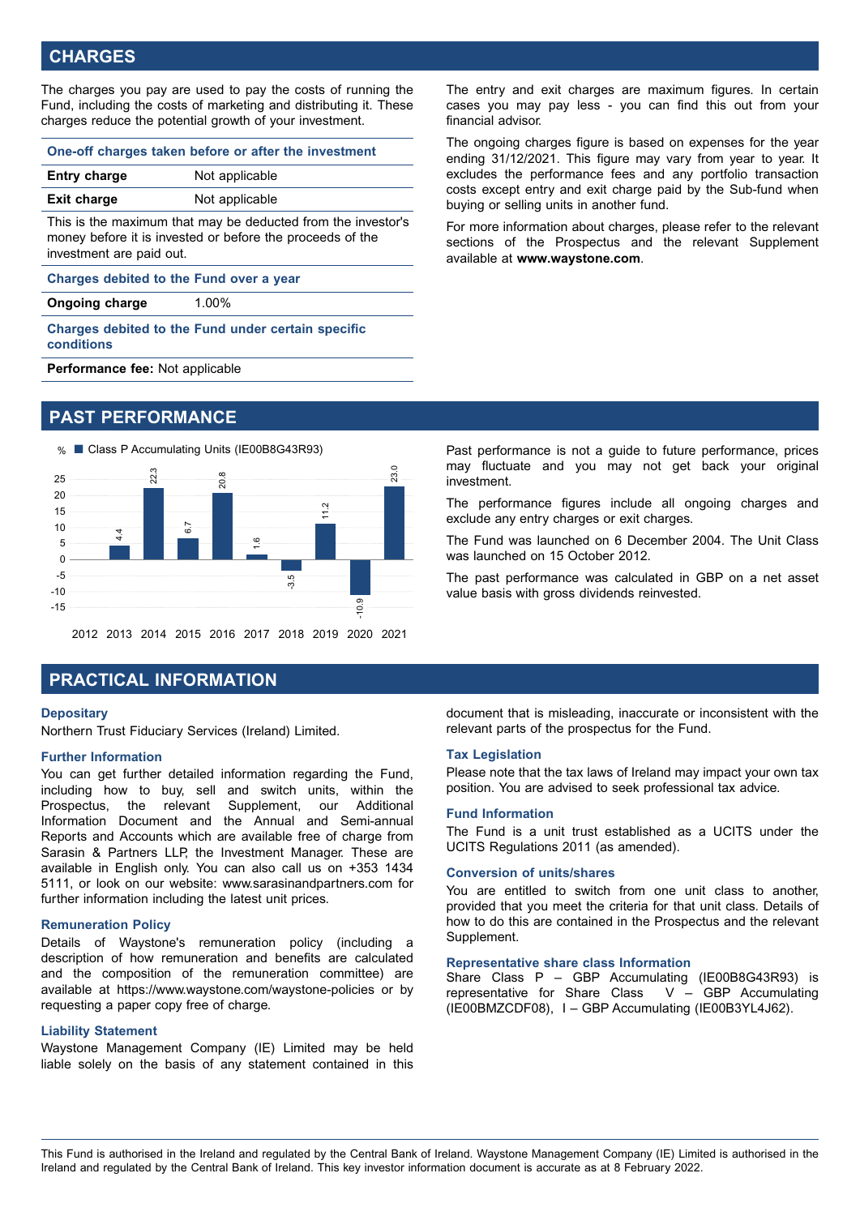## CHARGES

The charges you pay are used to pay the costs of running the Fund, including the costs of marketing and distributing it. These charges reduce the potential growth of your investment.

| One-off charges taken before or after the investment | |
|---|---|
| **Entry charge** | Not applicable |
| **Exit charge** | Not applicable |
| This is the maximum that may be deducted from the investor's money before it is invested or before the proceeds of the investment are paid out. | |
| **Charges debited to the Fund over a year** | |
| **Ongoing charge** | 1.00% |
| **Charges debited to the Fund under certain specific conditions** | |
| **Performance fee:** Not applicable | |

The entry and exit charges are maximum figures. In certain cases you may pay less - you can find this out from your financial advisor.

The ongoing charges figure is based on expenses for the year ending 31/12/2021. This figure may vary from year to year. It excludes the performance fees and any portfolio transaction costs except entry and exit charge paid by the Sub-fund when buying or selling units in another fund.

For more information about charges, please refer to the relevant sections of the Prospectus and the relevant Supplement available at **www.waystone.com**.

## PAST PERFORMANCE

%
Class P Accumulating Units (IE00B8G43R93)

25
20
15
10
5
0
-5
-10
-15

4.4
22.3
6.7
20.8
1.6
-3.5
11.2
-10.9
23.0

2012 2013 2014 2015 2016 2017 2018 2019 2020 2021

Past performance is not a guide to future performance, prices may fluctuate and you may not get back your original investment.

The performance figures include all ongoing charges and exclude any entry charges or exit charges.

The Fund was launched on 6 December 2004. The Unit Class was launched on 15 October 2012.

The past performance was calculated in GBP on a net asset value basis with gross dividends reinvested.

## PRACTICAL INFORMATION

### Depositary

Northern Trust Fiduciary Services (Ireland) Limited.

### Further Information

You can get further detailed information regarding the Fund, including how to buy, sell and switch units, within the Prospectus, the relevant Supplement, our Additional Information Document and the Annual and Semi-annual Reports and Accounts which are available free of charge from Sarasin & Partners LLP, the Investment Manager. These are available in English only. You can also call us on +353 1434 5111, or look on our website: www.sarasinandpartners.com for further information including the latest unit prices.

### Remuneration Policy

Details of Waystone's remuneration policy (including a description of how remuneration and benefits are calculated and the composition of the remuneration committee) are available at https://www.waystone.com/waystone-policies or by requesting a paper copy free of charge.

### Liability Statement

Waystone Management Company (IE) Limited may be held liable solely on the basis of any statement contained in this document that is misleading, inaccurate or inconsistent with the relevant parts of the prospectus for the Fund.

### Tax Legislation

Please note that the tax laws of Ireland may impact your own tax position. You are advised to seek professional tax advice.

### Fund Information

The Fund is a unit trust established as a UCITS under the UCITS Regulations 2011 (as amended).

### Conversion of units/shares

You are entitled to switch from one unit class to another, provided that you meet the criteria for that unit class. Details of how to do this are contained in the Prospectus and the relevant Supplement.

### Representative share class Information

Share Class P – GBP Accumulating (IE00B8G43R93) is representative for Share Class V – GBP Accumulating (IE00BMZCDF08), I – GBP Accumulating (IE00B3YL4J62).

This Fund is authorised in the Ireland and regulated by the Central Bank of Ireland. Waystone Management Company (IE) Limited is authorised in the Ireland and regulated by the Central Bank of Ireland. This key investor information document is accurate as at 8 February 2022.